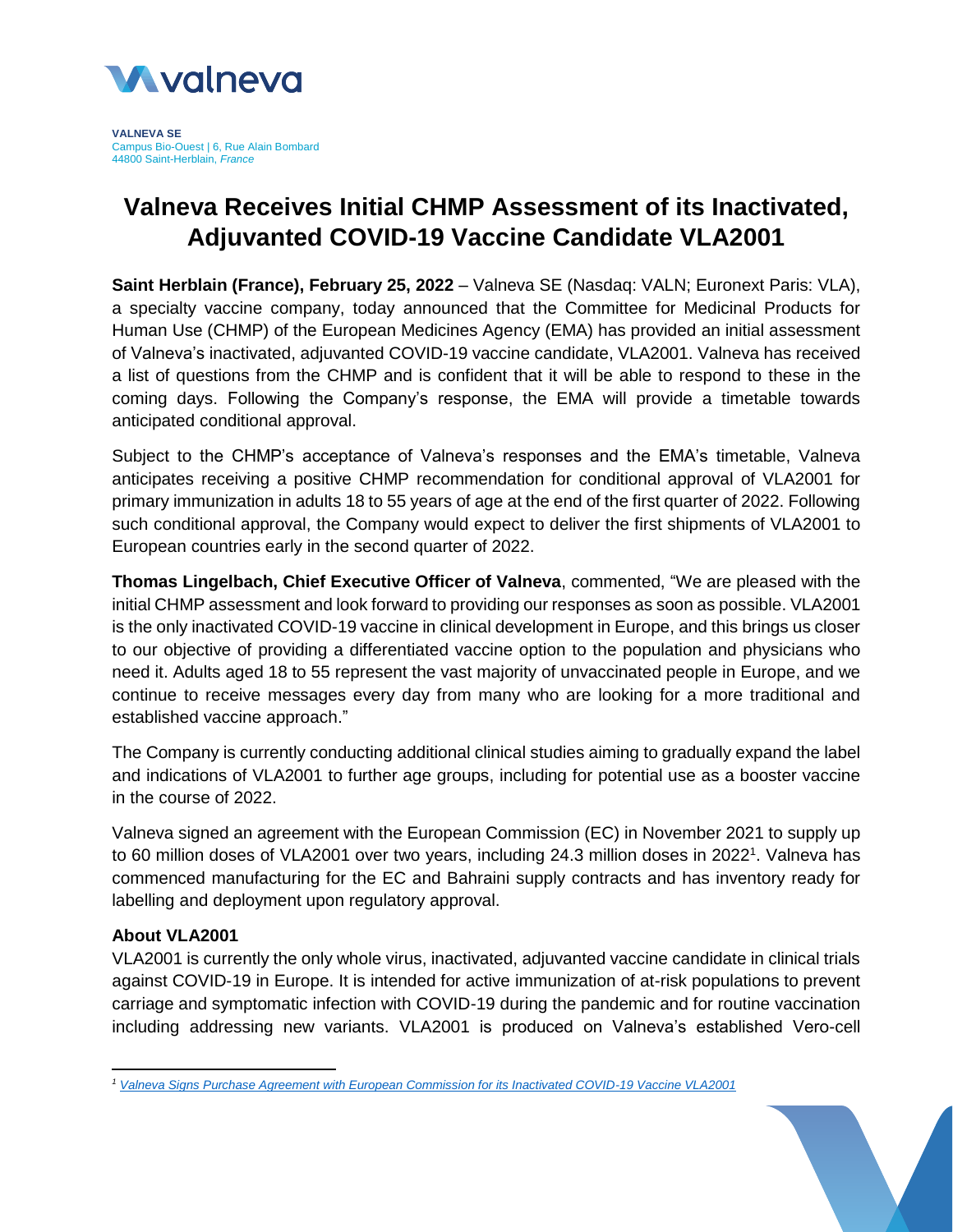**VALNEVA SE**
Campus Bio-Ouest | 6, Rue Alain Bombard
44800 Saint-Herblain, *France*

# Valneva Receives Initial CHMP Assessment of its Inactivated, Adjuvanted COVID-19 Vaccine Candidate VLA2001

**Saint Herblain (France), February 25, 2022** – Valneva SE (Nasdaq: VALN; Euronext Paris: VLA), a specialty vaccine company, today announced that the Committee for Medicinal Products for Human Use (CHMP) of the European Medicines Agency (EMA) has provided an initial assessment of Valneva's inactivated, adjuvanted COVID-19 vaccine candidate, VLA2001. Valneva has received a list of questions from the CHMP and is confident that it will be able to respond to these in the coming days. Following the Company's response, the EMA will provide a timetable towards anticipated conditional approval.

Subject to the CHMP's acceptance of Valneva's responses and the EMA's timetable, Valneva anticipates receiving a positive CHMP recommendation for conditional approval of VLA2001 for primary immunization in adults 18 to 55 years of age at the end of the first quarter of 2022. Following such conditional approval, the Company would expect to deliver the first shipments of VLA2001 to European countries early in the second quarter of 2022.

**Thomas Lingelbach, Chief Executive Officer of Valneva**, commented, "We are pleased with the initial CHMP assessment and look forward to providing our responses as soon as possible. VLA2001 is the only inactivated COVID-19 vaccine in clinical development in Europe, and this brings us closer to our objective of providing a differentiated vaccine option to the population and physicians who need it. Adults aged 18 to 55 represent the vast majority of unvaccinated people in Europe, and we continue to receive messages every day from many who are looking for a more traditional and established vaccine approach."

The Company is currently conducting additional clinical studies aiming to gradually expand the label and indications of VLA2001 to further age groups, including for potential use as a booster vaccine in the course of 2022.

Valneva signed an agreement with the European Commission (EC) in November 2021 to supply up to 60 million doses of VLA2001 over two years, including 24.3 million doses in 2022[1]. Valneva has commenced manufacturing for the EC and Bahraini supply contracts and has inventory ready for labelling and deployment upon regulatory approval.

### About VLA2001

VLA2001 is currently the only whole virus, inactivated, adjuvanted vaccine candidate in clinical trials against COVID-19 in Europe. It is intended for active immunization of at-risk populations to prevent carriage and symptomatic infection with COVID-19 during the pandemic and for routine vaccination including addressing new variants. VLA2001 is produced on Valneva's established Vero-cell

---

[1] *Valneva Signs Purchase Agreement with European Commission for its Inactivated COVID-19 Vaccine VLA2001*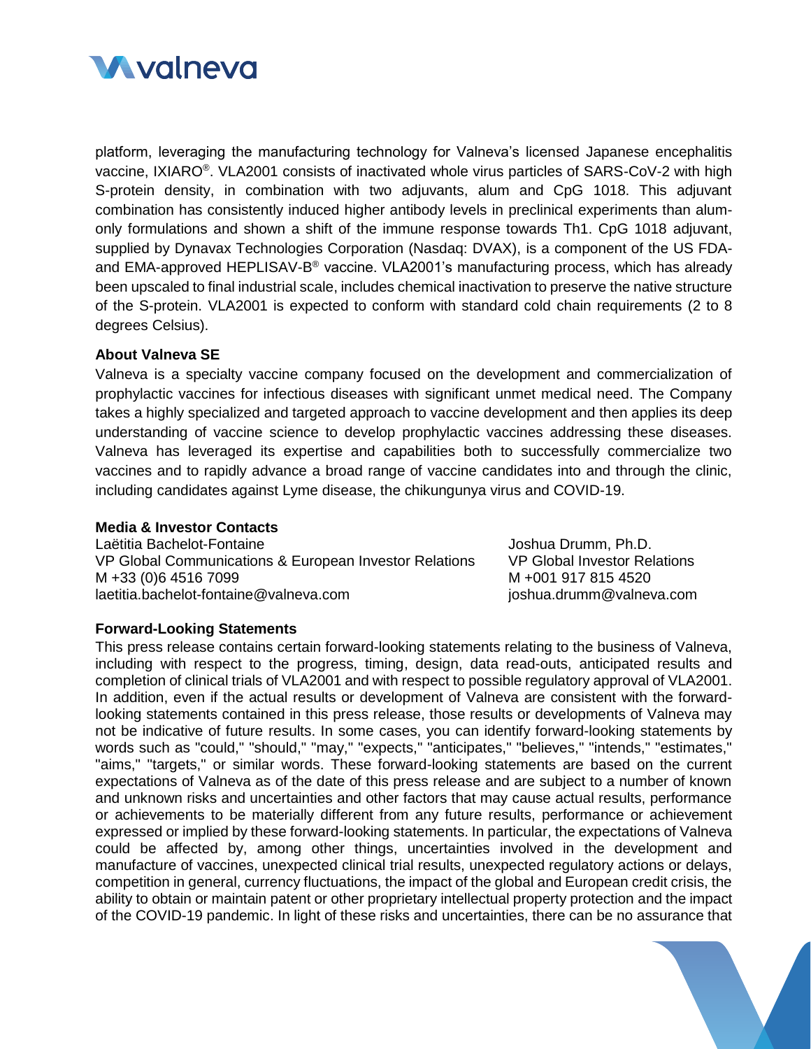platform, leveraging the manufacturing technology for Valneva's licensed Japanese encephalitis vaccine, IXIARO®. VLA2001 consists of inactivated whole virus particles of SARS-CoV-2 with high S-protein density, in combination with two adjuvants, alum and CpG 1018. This adjuvant combination has consistently induced higher antibody levels in preclinical experiments than alum-only formulations and shown a shift of the immune response towards Th1. CpG 1018 adjuvant, supplied by Dynavax Technologies Corporation (Nasdaq: DVAX), is a component of the US FDA- and EMA-approved HEPLISAV-B® vaccine. VLA2001's manufacturing process, which has already been upscaled to final industrial scale, includes chemical inactivation to preserve the native structure of the S-protein. VLA2001 is expected to conform with standard cold chain requirements (2 to 8 degrees Celsius).

**About Valneva SE**

Valneva is a specialty vaccine company focused on the development and commercialization of prophylactic vaccines for infectious diseases with significant unmet medical need. The Company takes a highly specialized and targeted approach to vaccine development and then applies its deep understanding of vaccine science to develop prophylactic vaccines addressing these diseases. Valneva has leveraged its expertise and capabilities both to successfully commercialize two vaccines and to rapidly advance a broad range of vaccine candidates into and through the clinic, including candidates against Lyme disease, the chikungunya virus and COVID-19.

**Media & Investor Contacts**

Laëtitia Bachelot-Fontaine
VP Global Communications & European Investor Relations
M +33 (0)6 4516 7099
laetitia.bachelot-fontaine@valneva.com

Joshua Drumm, Ph.D.
VP Global Investor Relations
M +001 917 815 4520
joshua.drumm@valneva.com

**Forward-Looking Statements**

This press release contains certain forward-looking statements relating to the business of Valneva, including with respect to the progress, timing, design, data read-outs, anticipated results and completion of clinical trials of VLA2001 and with respect to possible regulatory approval of VLA2001. In addition, even if the actual results or development of Valneva are consistent with the forward-looking statements contained in this press release, those results or developments of Valneva may not be indicative of future results. In some cases, you can identify forward-looking statements by words such as "could," "should," "may," "expects," "anticipates," "believes," "intends," "estimates," "aims," "targets," or similar words. These forward-looking statements are based on the current expectations of Valneva as of the date of this press release and are subject to a number of known and unknown risks and uncertainties and other factors that may cause actual results, performance or achievements to be materially different from any future results, performance or achievement expressed or implied by these forward-looking statements. In particular, the expectations of Valneva could be affected by, among other things, uncertainties involved in the development and manufacture of vaccines, unexpected clinical trial results, unexpected regulatory actions or delays, competition in general, currency fluctuations, the impact of the global and European credit crisis, the ability to obtain or maintain patent or other proprietary intellectual property protection and the impact of the COVID-19 pandemic. In light of these risks and uncertainties, there can be no assurance that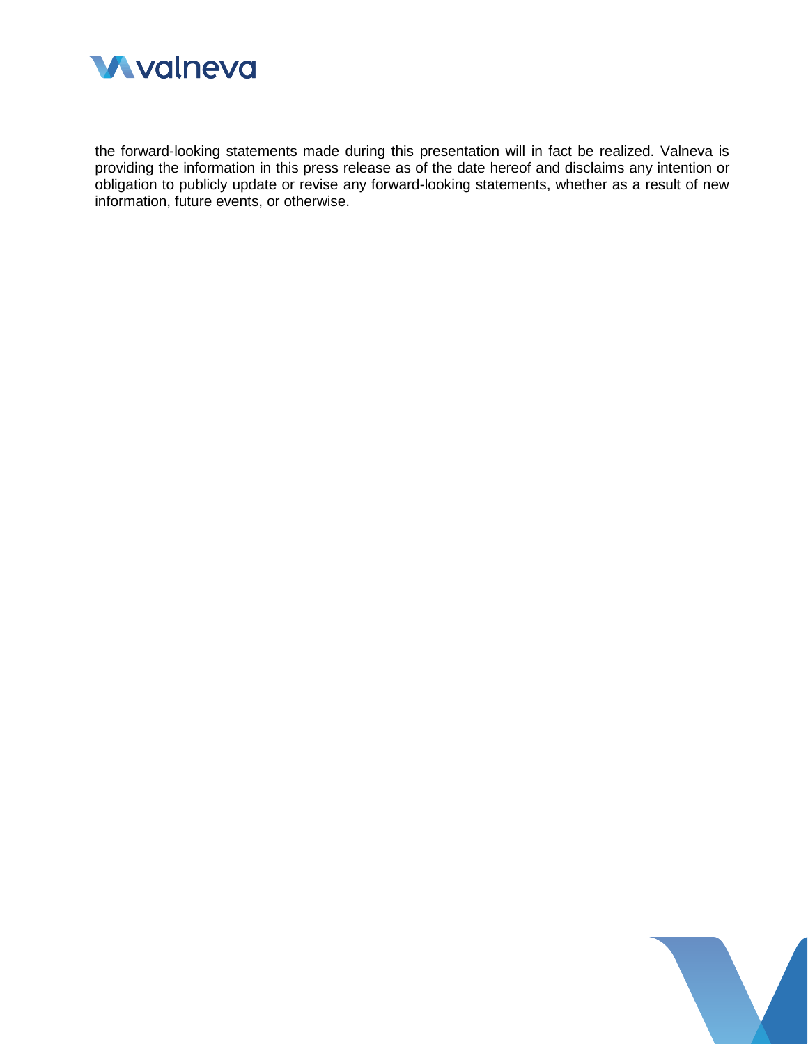the forward-looking statements made during this presentation will in fact be realized. Valneva is providing the information in this press release as of the date hereof and disclaims any intention or obligation to publicly update or revise any forward-looking statements, whether as a result of new information, future events, or otherwise.